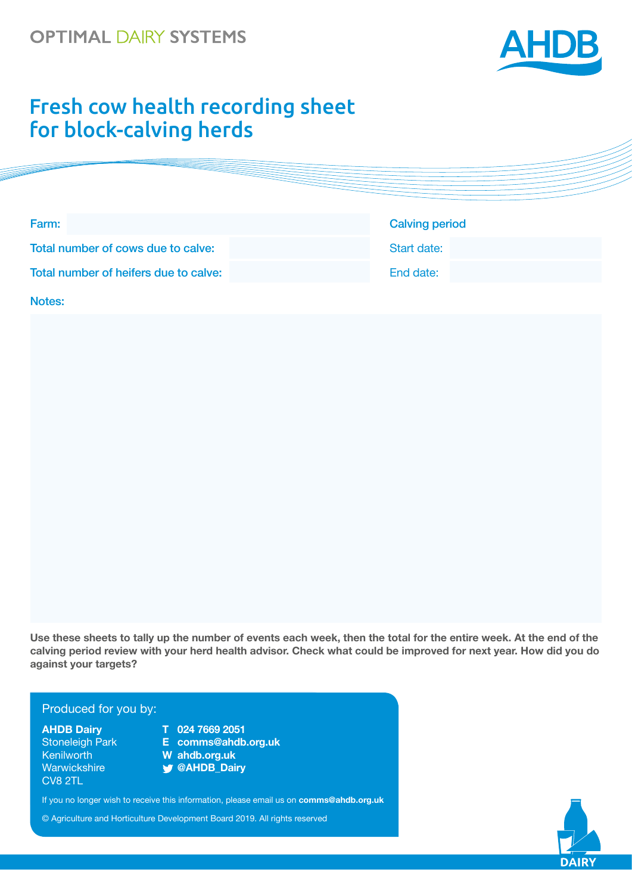OPTIMAL DAIRY SYSTEMS

AHDB

# Fresh cow health recording sheet for block-calving herds

Farm:

Total number of cows due to calve:

Total number of heifers due to calve:

Calving period

Start date:

End date:

Notes:

**Use these sheets to tally up the number of events each week, then the total for the entire week. At the end of the calving period review with your herd health advisor. Check what could be improved for next year. How did you do against your targets?**

Produced for you by:

**AHDB Dairy**
Stoneleigh Park
Kenilworth
Warwickshire
CV8 2TL

**T 024 7669 2051**
**E comms@ahdb.org.uk**
**W ahdb.org.uk**
**@AHDB_Dairy**

If you no longer wish to receive this information, please email us on **comms@ahdb.org.uk**

© Agriculture and Horticulture Development Board 2019. All rights reserved

DAIRY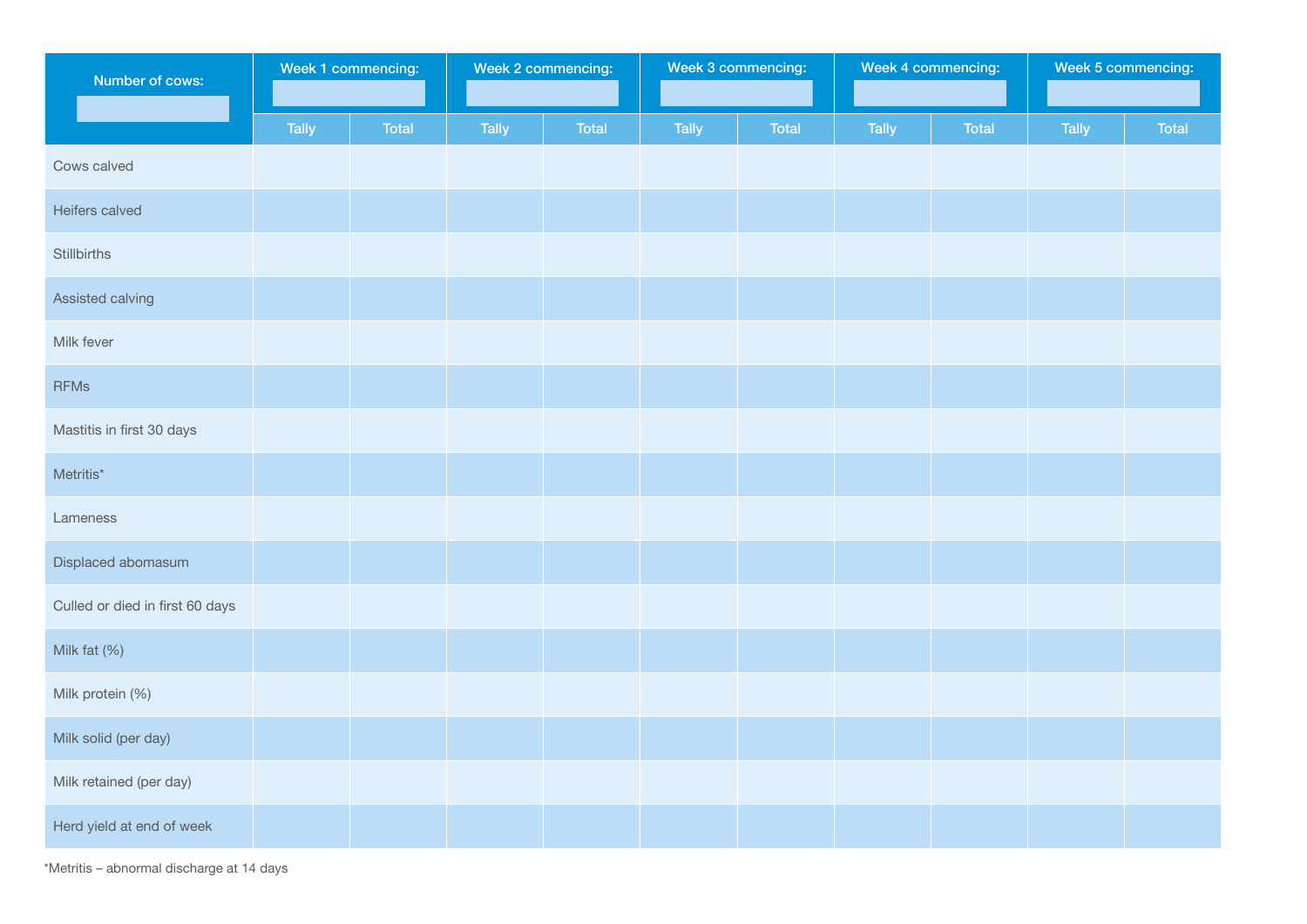| Number of cows: | Week 1 commencing: | | Week 2 commencing: | | Week 3 commencing: | | Week 4 commencing: | | Week 5 commencing: | |
|---|---|---|---|---|---|---|---|---|---|---|
| | Tally | Total | Tally | Total | Tally | Total | Tally | Total | Tally | Total |
| Cows calved | | | | | | | | | | |
| Heifers calved | | | | | | | | | | |
| Stillbirths | | | | | | | | | | |
| Assisted calving | | | | | | | | | | |
| Milk fever | | | | | | | | | | |
| RFMs | | | | | | | | | | |
| Mastitis in first 30 days | | | | | | | | | | |
| Metritis* | | | | | | | | | | |
| Lameness | | | | | | | | | | |
| Displaced abomasum | | | | | | | | | | |
| Culled or died in first 60 days | | | | | | | | | | |
| Milk fat (%) | | | | | | | | | | |
| Milk protein (%) | | | | | | | | | | |
| Milk solid (per day) | | | | | | | | | | |
| Milk retained (per day) | | | | | | | | | | |
| Herd yield at end of week | | | | | | | | | | |

*Metritis – abnormal discharge at 14 days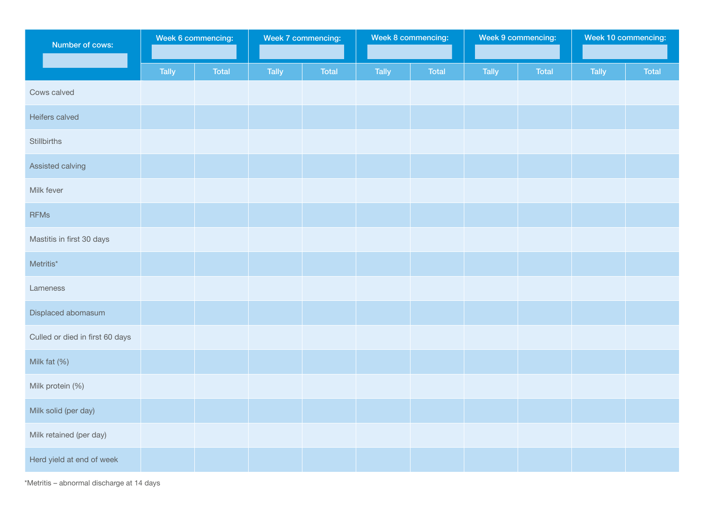| Number of cows: | Week 6 commencing: | | Week 7 commencing: | | Week 8 commencing: | | Week 9 commencing: | | Week 10 commencing: | |
|---|---|---|---|---|---|---|---|---|---|---|
| | Tally | Total | Tally | Total | Tally | Total | Tally | Total | Tally | Total |
| Cows calved | | | | | | | | | | |
| Heifers calved | | | | | | | | | | |
| Stillbirths | | | | | | | | | | |
| Assisted calving | | | | | | | | | | |
| Milk fever | | | | | | | | | | |
| RFMs | | | | | | | | | | |
| Mastitis in first 30 days | | | | | | | | | | |
| Metritis* | | | | | | | | | | |
| Lameness | | | | | | | | | | |
| Displaced abomasum | | | | | | | | | | |
| Culled or died in first 60 days | | | | | | | | | | |
| Milk fat (%) | | | | | | | | | | |
| Milk protein (%) | | | | | | | | | | |
| Milk solid (per day) | | | | | | | | | | |
| Milk retained (per day) | | | | | | | | | | |
| Herd yield at end of week | | | | | | | | | | |

*Metritis – abnormal discharge at 14 days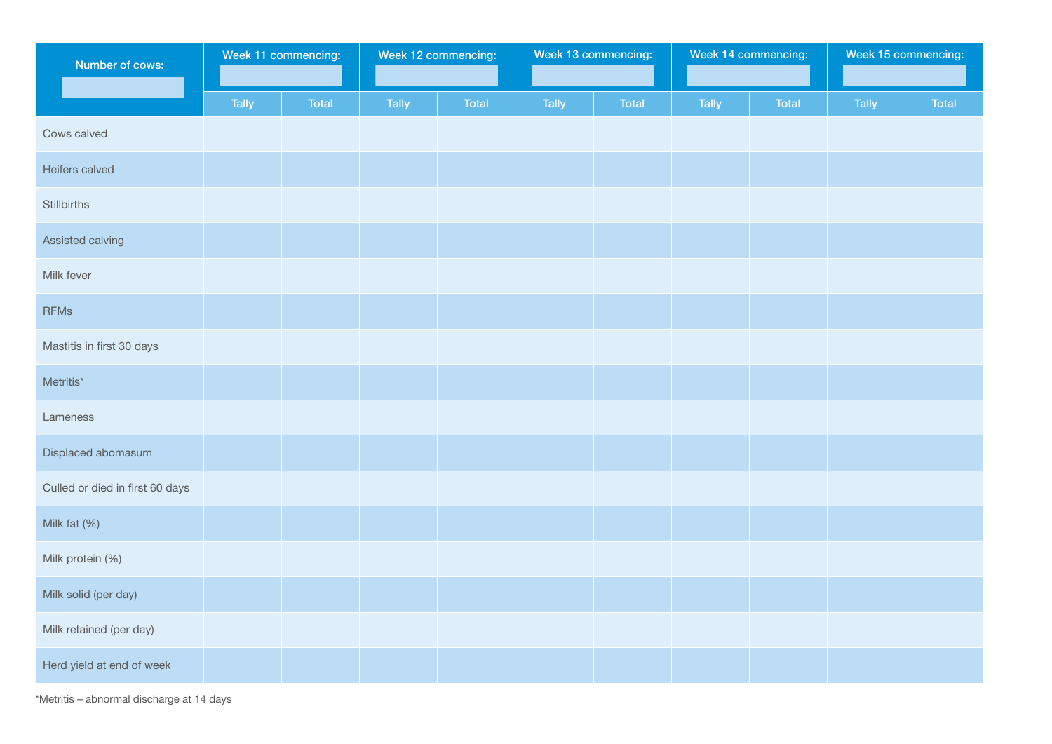| Number of cows: | Week 11 commencing: | | Week 12 commencing: | | Week 13 commencing: | | Week 14 commencing: | | Week 15 commencing: | |
|---|---|---|---|---|---|---|---|---|---|---|
| | Tally | Total | Tally | Total | Tally | Total | Tally | Total | Tally | Total |
| Cows calved | | | | | | | | | | |
| Heifers calved | | | | | | | | | | |
| Stillbirths | | | | | | | | | | |
| Assisted calving | | | | | | | | | | |
| Milk fever | | | | | | | | | | |
| RFMs | | | | | | | | | | |
| Mastitis in first 30 days | | | | | | | | | | |
| Metritis* | | | | | | | | | | |
| Lameness | | | | | | | | | | |
| Displaced abomasum | | | | | | | | | | |
| Culled or died in first 60 days | | | | | | | | | | |
| Milk fat (%) | | | | | | | | | | |
| Milk protein (%) | | | | | | | | | | |
| Milk solid (per day) | | | | | | | | | | |
| Milk retained (per day) | | | | | | | | | | |
| Herd yield at end of week | | | | | | | | | | |

*Metritis – abnormal discharge at 14 days